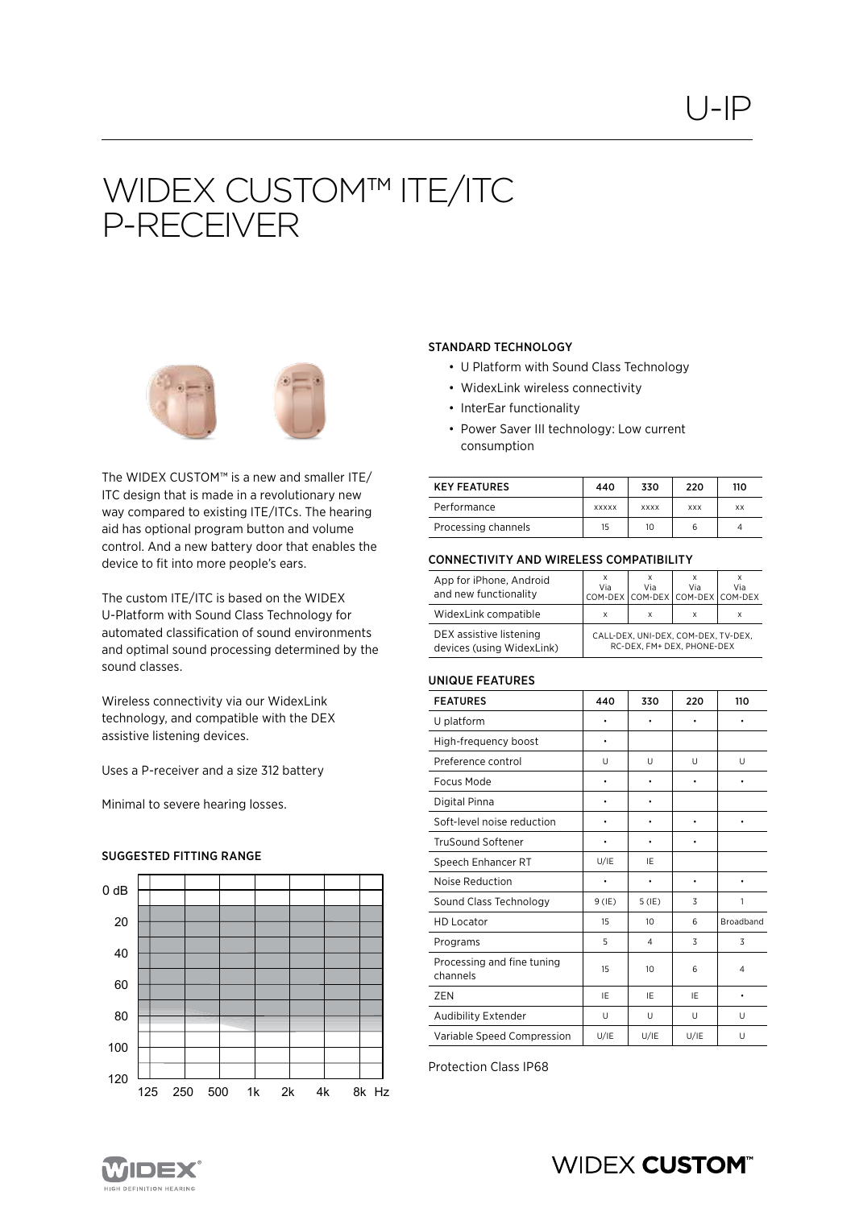U-IP

# WIDEX CUSTOM™ ITE/ITC P-RECEIVER

The WIDEX CUSTOM™ is a new and smaller ITE/ITC design that is made in a revolutionary new way compared to existing ITE/ITCs. The hearing aid has optional program button and volume control. And a new battery door that enables the device to fit into more people's ears.

The custom ITE/ITC is based on the WIDEX U-Platform with Sound Class Technology for automated classification of sound environments and optimal sound processing determined by the sound classes.

Wireless connectivity via our WidexLink technology, and compatible with the DEX assistive listening devices.

Uses a P-receiver and a size 312 battery

Minimal to severe hearing losses.

### SUGGESTED FITTING RANGE

0 dB, 20, 40, 60, 80, 100, 120

125, 250, 500, 1k, 2k, 4k, 8k Hz

### STANDARD TECHNOLOGY

- U Platform with Sound Class Technology
- WidexLink wireless connectivity
- InterEar functionality
- Power Saver III technology: Low current consumption

| KEY FEATURES | 440 | 330 | 220 | 110 |
|---|---|---|---|---|
| Performance | xxxxx | xxxx | xxx | xx |
| Processing channels | 15 | 10 | 6 | 4 |

### CONNECTIVITY AND WIRELESS COMPATIBILITY

| | | | | |
|---|---|---|---|---|
| App for iPhone, Android and new functionality | x Via COM-DEX | x Via COM-DEX | x Via COM-DEX | x Via COM-DEX |
| WidexLink compatible | x | x | x | x |
| DEX assistive listening devices (using WidexLink) | CALL-DEX, UNI-DEX, COM-DEX, TV-DEX, RC-DEX, FM+ DEX, PHONE-DEX | | | |

### UNIQUE FEATURES

| FEATURES | 440 | 330 | 220 | 110 |
|---|---|---|---|---|
| U platform | • | • | • | • |
| High-frequency boost | • | | | |
| Preference control | U | U | U | U |
| Focus Mode | • | • | • | • |
| Digital Pinna | • | • | | |
| Soft-level noise reduction | • | • | • | • |
| TruSound Softener | • | • | • | |
| Speech Enhancer RT | U/IE | IE | | |
| Noise Reduction | • | • | • | • |
| Sound Class Technology | 9 (IE) | 5 (IE) | 3 | 1 |
| HD Locator | 15 | 10 | 6 | Broadband |
| Programs | 5 | 4 | 3 | 3 |
| Processing and fine tuning channels | 15 | 10 | 6 | 4 |
| ZEN | IE | IE | IE | • |
| Audibility Extender | U | U | U | U |
| Variable Speed Compression | U/IE | U/IE | U/IE | U |

Protection Class IP68

WIDEX HIGH DEFINITION HEARING

WIDEX CUSTOM™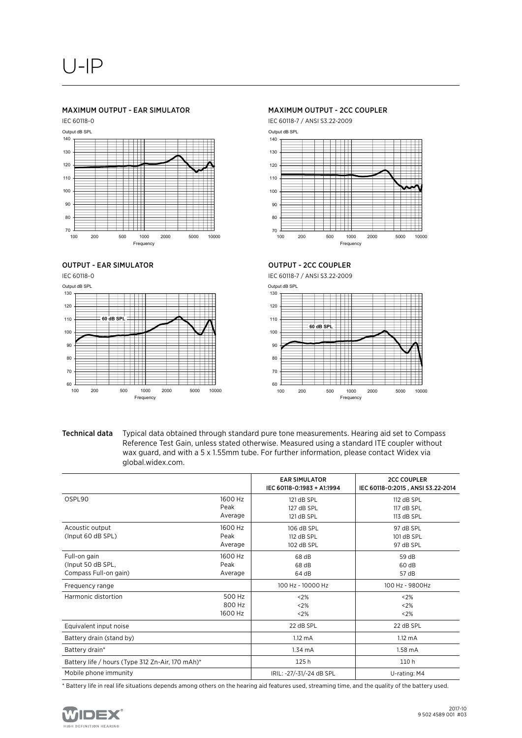# U-IP

MAXIMUM OUTPUT - EAR SIMULATOR

IEC 60118-0

Output dB SPL

140
130
120
110
100
90
80
70

100 200 500 1000 2000 5000 10000

Frequency

MAXIMUM OUTPUT - 2CC COUPLER

IEC 60118-7 / ANSI S3.22-2009

Output dB SPL

140
130
120
110
100
90
80
70

100 200 500 1000 2000 5000 10000

Frequency

OUTPUT - EAR SIMULATOR

IEC 60118-0

Output dB SPL

130
120
110
100
90
80
70
60

60 dB SPL

100 200 500 1000 2000 5000 10000

Frequency

OUTPUT - 2CC COUPLER

IEC 60118-7 / ANSI S3.22-2009

Output dB SPL

130
120
110
100
90
80
70
60

60 dB SPL

100 200 500 1000 2000 5000 10000

Frequency

**Technical data** Typical data obtained through standard pure tone measurements. Hearing aid set to Compass Reference Test Gain, unless stated otherwise. Measured using a standard ITE coupler without wax guard, and with a 5 x 1.55mm tube. For further information, please contact Widex via global.widex.com.

| | | EAR SIMULATOR IEC 60118-0:1983 + A1:1994 | 2CC COUPLER IEC 60118-0:2015 , ANSI S3.22-2014 |
|---|---|---|---|
| OSPL90 | 1600 Hz<br>Peak<br>Average | 121 dB SPL<br>127 dB SPL<br>121 dB SPL | 112 dB SPL<br>117 dB SPL<br>113 dB SPL |
| Acoustic output (Input 60 dB SPL) | 1600 Hz<br>Peak<br>Average | 106 dB SPL<br>112 dB SPL<br>102 dB SPL | 97 dB SPL<br>101 dB SPL<br>97 dB SPL |
| Full-on gain (Input 50 dB SPL, Compass Full-on gain) | 1600 Hz<br>Peak<br>Average | 68 dB<br>68 dB<br>64 dB | 59 dB<br>60 dB<br>57 dB |
| Frequency range | | 100 Hz - 10000 Hz | 100 Hz - 9800Hz |
| Harmonic distortion | 500 Hz<br>800 Hz<br>1600 Hz | <2%<br><2%<br><2% | <2%<br><2%<br><2% |
| Equivalent input noise | | 22 dB SPL | 22 dB SPL |
| Battery drain (stand by) | | 1.12 mA | 1.12 mA |
| Battery drain* | | 1.34 mA | 1.58 mA |
| Battery life / hours (Type 312 Zn-Air, 170 mAh)* | | 125 h | 110 h |
| Mobile phone immunity | | IRIL: -27/-31/-24 dB SPL | U-rating: M4 |

\* Battery life in real life situations depends among others on the hearing aid features used, streaming time, and the quality of the battery used.

WIDEX HIGH DEFINITION HEARING

2017-10
9 502 4589 001 #03